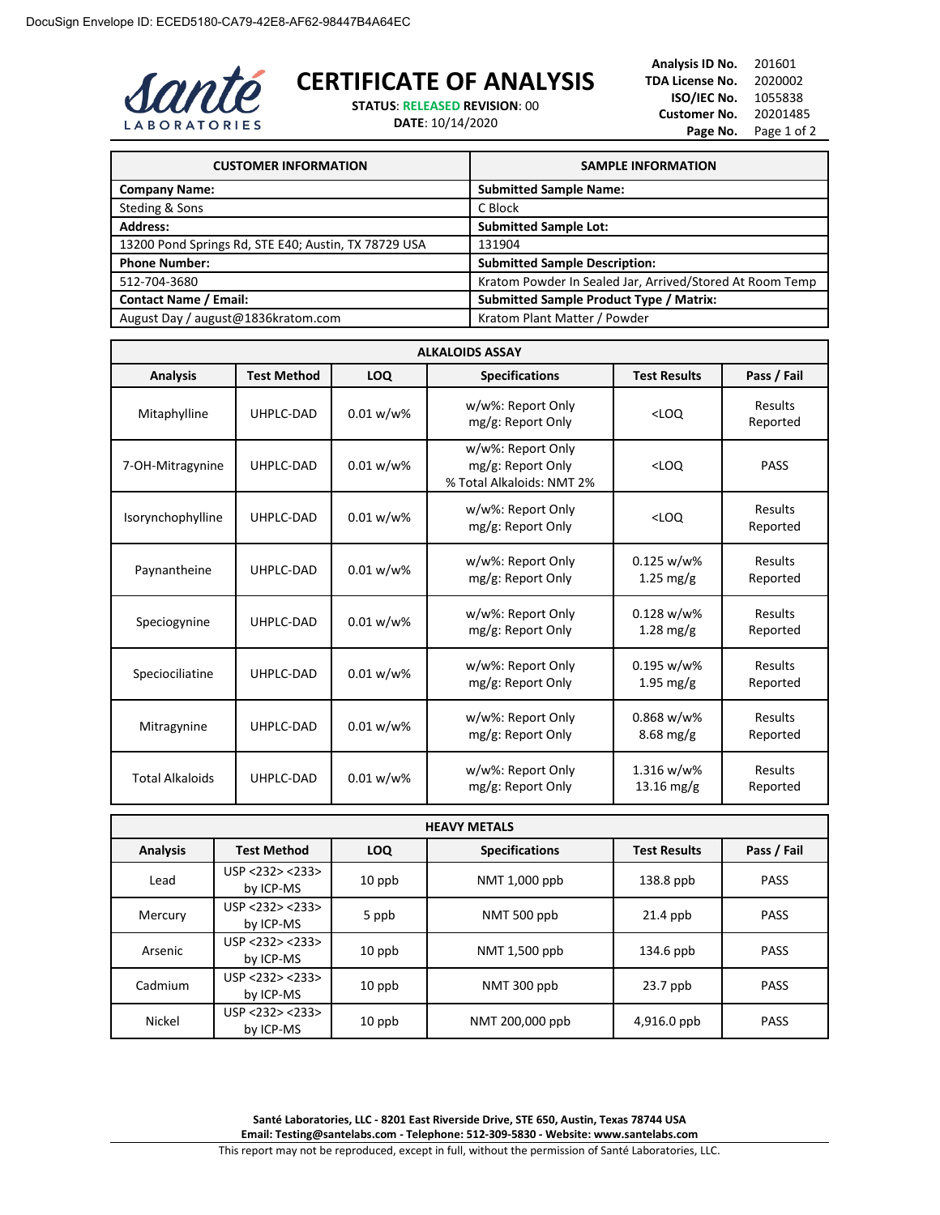DocuSign Envelope ID: ECED5180-CA79-42E8-AF62-98447B4A64EC

Santé LABORATORIES

# CERTIFICATE OF ANALYSIS

**STATUS**: RELEASED **REVISION**: 00
**DATE**: 10/14/2020

**Analysis ID No.** 201601
**TDA License No.** 2020002
**ISO/IEC No.** 1055838
**Customer No.** 20201485
**Page No.** Page 1 of 2

| CUSTOMER INFORMATION | SAMPLE INFORMATION |
|---|---|
| **Company Name:** | **Submitted Sample Name:** |
| Steding & Sons | C Block |
| **Address:** | **Submitted Sample Lot:** |
| 13200 Pond Springs Rd, STE E40; Austin, TX 78729 USA | 131904 |
| **Phone Number:** | **Submitted Sample Description:** |
| 512-704-3680 | Kratom Powder In Sealed Jar, Arrived/Stored At Room Temp |
| **Contact Name / Email:** | **Submitted Sample Product Type / Matrix:** |
| August Day / august@1836kratom.com | Kratom Plant Matter / Powder |

| ALKALOIDS ASSAY | | | | | |
|---|---|---|---|---|---|
| **Analysis** | **Test Method** | **LOQ** | **Specifications** | **Test Results** | **Pass / Fail** |
| Mitaphylline | UHPLC-DAD | 0.01 w/w% | w/w%: Report Only<br>mg/g: Report Only | <LOQ | Results Reported |
| 7-OH-Mitragynine | UHPLC-DAD | 0.01 w/w% | w/w%: Report Only<br>mg/g: Report Only<br>% Total Alkaloids: NMT 2% | <LOQ | PASS |
| Isorynchophylline | UHPLC-DAD | 0.01 w/w% | w/w%: Report Only<br>mg/g: Report Only | <LOQ | Results Reported |
| Paynantheine | UHPLC-DAD | 0.01 w/w% | w/w%: Report Only<br>mg/g: Report Only | 0.125 w/w%<br>1.25 mg/g | Results Reported |
| Speciogynine | UHPLC-DAD | 0.01 w/w% | w/w%: Report Only<br>mg/g: Report Only | 0.128 w/w%<br>1.28 mg/g | Results Reported |
| Speciociliatine | UHPLC-DAD | 0.01 w/w% | w/w%: Report Only<br>mg/g: Report Only | 0.195 w/w%<br>1.95 mg/g | Results Reported |
| Mitragynine | UHPLC-DAD | 0.01 w/w% | w/w%: Report Only<br>mg/g: Report Only | 0.868 w/w%<br>8.68 mg/g | Results Reported |
| Total Alkaloids | UHPLC-DAD | 0.01 w/w% | w/w%: Report Only<br>mg/g: Report Only | 1.316 w/w%<br>13.16 mg/g | Results Reported |

| HEAVY METALS | | | | | |
|---|---|---|---|---|---|
| **Analysis** | **Test Method** | **LOQ** | **Specifications** | **Test Results** | **Pass / Fail** |
| Lead | USP <232> <233> by ICP-MS | 10 ppb | NMT 1,000 ppb | 138.8 ppb | PASS |
| Mercury | USP <232> <233> by ICP-MS | 5 ppb | NMT 500 ppb | 21.4 ppb | PASS |
| Arsenic | USP <232> <233> by ICP-MS | 10 ppb | NMT 1,500 ppb | 134.6 ppb | PASS |
| Cadmium | USP <232> <233> by ICP-MS | 10 ppb | NMT 300 ppb | 23.7 ppb | PASS |
| Nickel | USP <232> <233> by ICP-MS | 10 ppb | NMT 200,000 ppb | 4,916.0 ppb | PASS |

**Santé Laboratories, LLC - 8201 East Riverside Drive, STE 650, Austin, Texas 78744 USA**
**Email: Testing@santelabs.com - Telephone: 512-309-5830 - Website: www.santelabs.com**

This report may not be reproduced, except in full, without the permission of Santé Laboratories, LLC.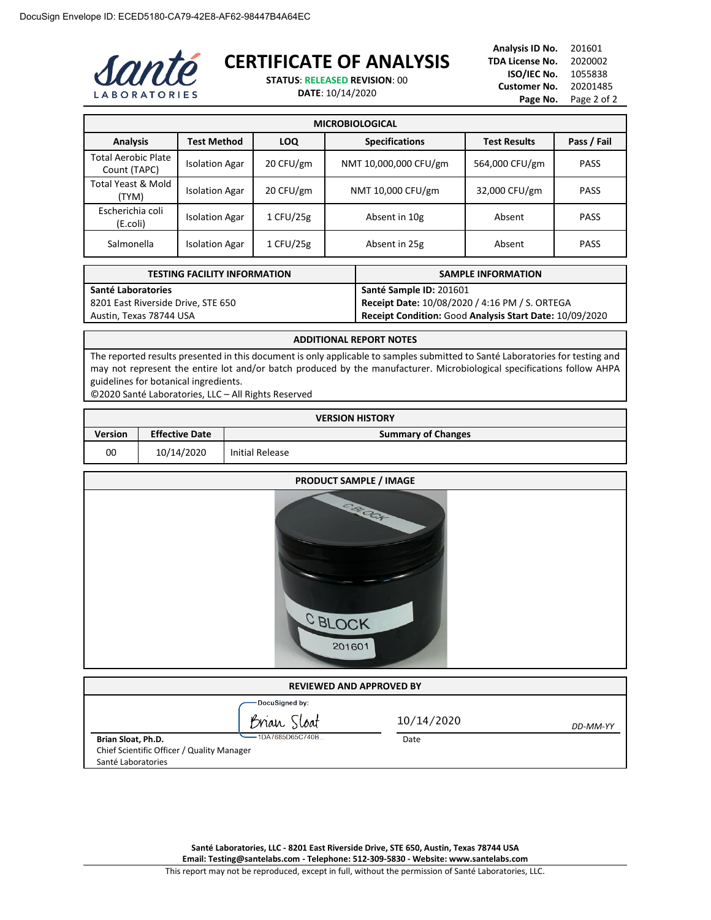DocuSign Envelope ID: ECED5180-CA79-42E8-AF62-98447B4A64EC

Santé LABORATORIES

# CERTIFICATE OF ANALYSIS

**STATUS**: **RELEASED** **REVISION**: 00
**DATE**: 10/14/2020

**Analysis ID No.** 201601
**TDA License No.** 2020002
**ISO/IEC No.** 1055838
**Customer No.** 20201485

| MICROBIOLOGICAL | | | | | |
|---|---|---|---|---|---|
| **Analysis** | **Test Method** | **LOQ** | **Specifications** | **Test Results** | **Pass / Fail** |
| Total Aerobic Plate Count (TAPC) | Isolation Agar | 20 CFU/gm | NMT 10,000,000 CFU/gm | 564,000 CFU/gm | PASS |
| Total Yeast & Mold (TYM) | Isolation Agar | 20 CFU/gm | NMT 10,000 CFU/gm | 32,000 CFU/gm | PASS |
| Escherichia coli (E.coli) | Isolation Agar | 1 CFU/25g | Absent in 10g | Absent | PASS |
| Salmonella | Isolation Agar | 1 CFU/25g | Absent in 25g | Absent | PASS |

| TESTING FACILITY INFORMATION | SAMPLE INFORMATION |
|---|---|
| **Santé Laboratories** | **Santé Sample ID:** 201601 |
| 8201 East Riverside Drive, STE 650 | **Receipt Date:** 10/08/2020 / 4:16 PM / S. ORTEGA |
| Austin, Texas 78744 USA | **Receipt Condition:** Good **Analysis Start Date:** 10/09/2020 |

**ADDITIONAL REPORT NOTES**

The reported results presented in this document is only applicable to samples submitted to Santé Laboratories for testing and may not represent the entire lot and/or batch produced by the manufacturer. Microbiological specifications follow AHPA guidelines for botanical ingredients.
©2020 Santé Laboratories, LLC – All Rights Reserved

| VERSION HISTORY | | |
|---|---|---|
| **Version** | **Effective Date** | **Summary of Changes** |
| 00 | 10/14/2020 | Initial Release |

**PRODUCT SAMPLE / IMAGE**

**REVIEWED AND APPROVED BY**

DocuSigned by:
Brian Sloat
1DA7685D65C740B...

**Brian Sloat, Ph.D.**
Chief Scientific Officer / Quality Manager
Santé Laboratories

10/14/2020
Date
*DD-MM-YY*

**Santé Laboratories, LLC - 8201 East Riverside Drive, STE 650, Austin, Texas 78744 USA**
**Email: Testing@santelabs.com - Telephone: 512-309-5830 - Website: www.santelabs.com**
This report may not be reproduced, except in full, without the permission of Santé Laboratories, LLC.